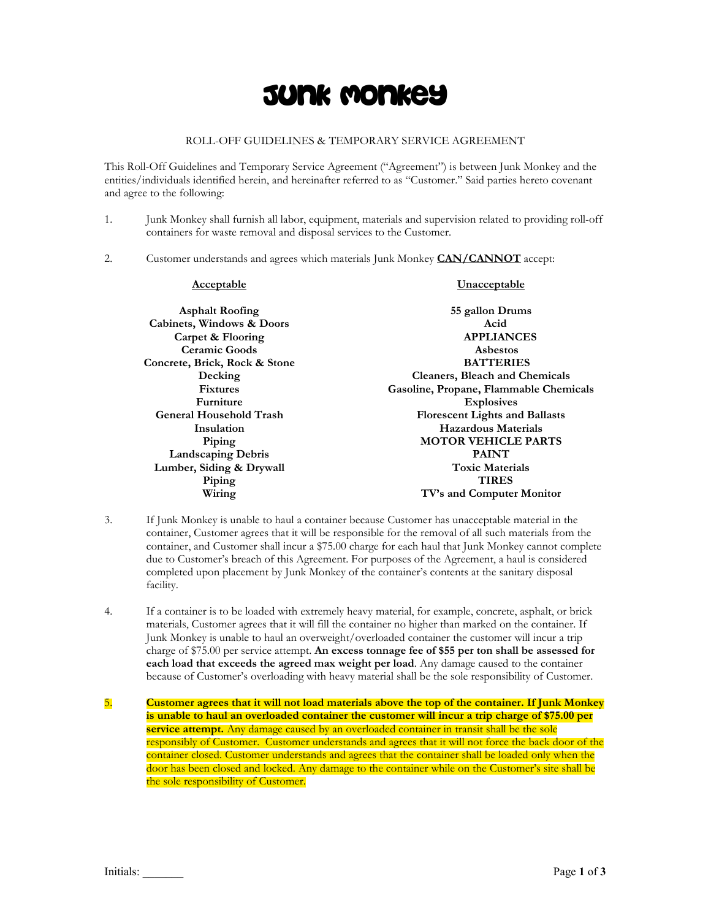# Junk Monkey

ROLL-OFF GUIDELINES & TEMPORARY SERVICE AGREEMENT

This Roll-Off Guidelines and Temporary Service Agreement ("Agreement") is between Junk Monkey and the entities/individuals identified herein, and hereinafter referred to as "Customer." Said parties hereto covenant and agree to the following:

1. Junk Monkey shall furnish all labor, equipment, materials and supervision related to providing roll-off containers for waste removal and disposal services to the Customer.

2. Customer understands and agrees which materials Junk Monkey **CAN/CANNOT** accept:

| Acceptable | Unacceptable |
|---|---|
| **Asphalt Roofing** | **55 gallon Drums** |
| **Cabinets, Windows & Doors** | **Acid** |
| **Carpet & Flooring** | **APPLIANCES** |
| **Ceramic Goods** | **Asbestos** |
| **Concrete, Brick, Rock & Stone** | **BATTERIES** |
| **Decking** | **Cleaners, Bleach and Chemicals** |
| **Fixtures** | **Gasoline, Propane, Flammable Chemicals** |
| **Furniture** | **Explosives** |
| **General Household Trash** | **Florescent Lights and Ballasts** |
| **Insulation** | **Hazardous Materials** |
| **Piping** | **MOTOR VEHICLE PARTS** |
| **Landscaping Debris** | **PAINT** |
| **Lumber, Siding & Drywall** | **Toxic Materials** |
| **Piping** | **TIRES** |
| **Wiring** | **TV's and Computer Monitor** |

3. If Junk Monkey is unable to haul a container because Customer has unacceptable material in the container, Customer agrees that it will be responsible for the removal of all such materials from the container, and Customer shall incur a $75.00 charge for each haul that Junk Monkey cannot complete due to Customer's breach of this Agreement. For purposes of the Agreement, a haul is considered completed upon placement by Junk Monkey of the container's contents at the sanitary disposal facility.

4. If a container is to be loaded with extremely heavy material, for example, concrete, asphalt, or brick materials, Customer agrees that it will fill the container no higher than marked on the container. If Junk Monkey is unable to haul an overweight/overloaded container the customer will incur a trip charge of $75.00 per service attempt. **An excess tonnage fee of $55 per ton shall be assessed for each load that exceeds the agreed max weight per load**. Any damage caused to the container because of Customer's overloading with heavy material shall be the sole responsibility of Customer.

5. **Customer agrees that it will not load materials above the top of the container. If Junk Monkey is unable to haul an overloaded container the customer will incur a trip charge of $75.00 per service attempt.** Any damage caused by an overloaded container in transit shall be the sole responsibly of Customer. Customer understands and agrees that it will not force the back door of the container closed. Customer understands and agrees that the container shall be loaded only when the door has been closed and locked. Any damage to the container while on the Customer's site shall be the sole responsibility of Customer.

Initials: _______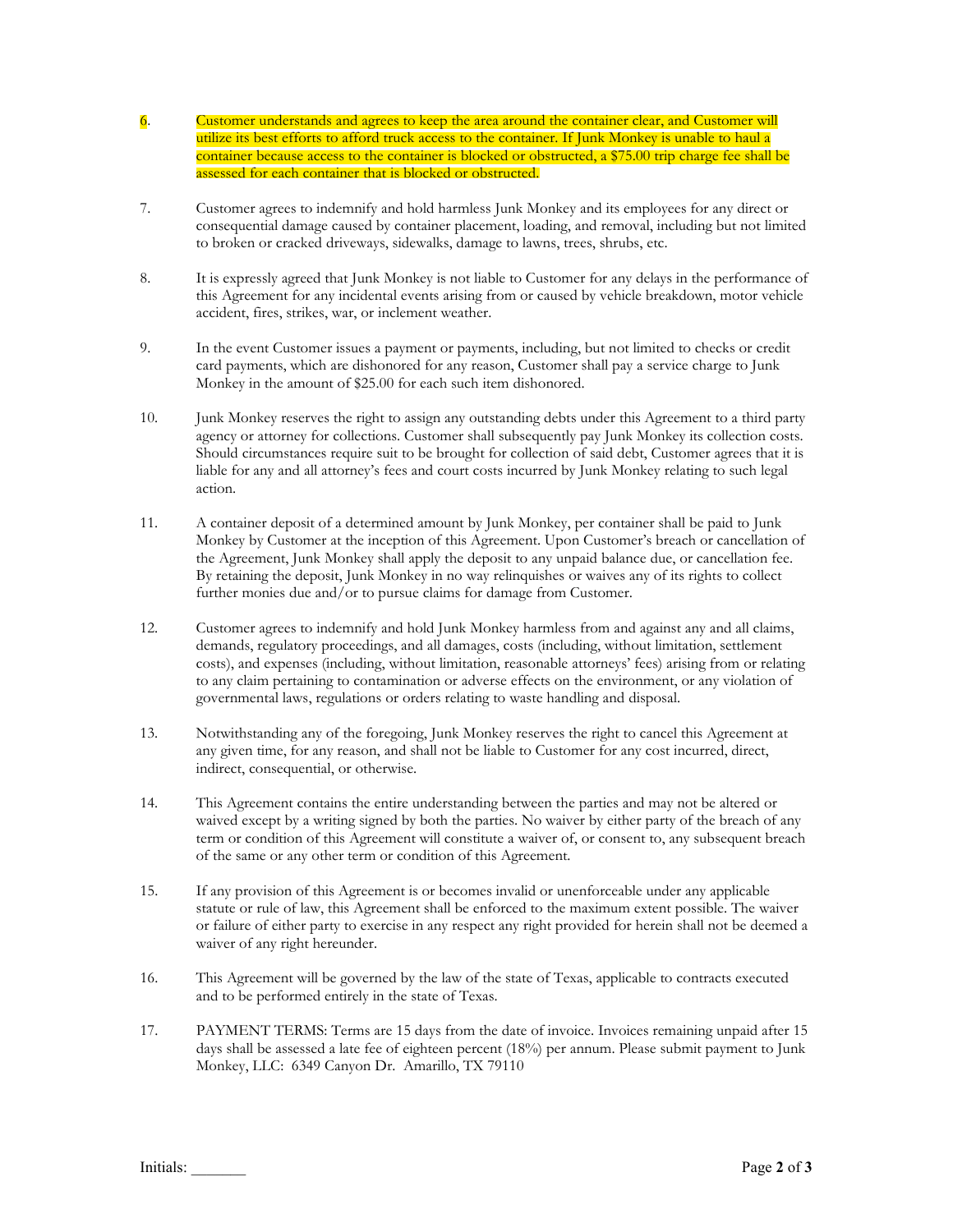6. Customer understands and agrees to keep the area around the container clear, and Customer will utilize its best efforts to afford truck access to the container. If Junk Monkey is unable to haul a container because access to the container is blocked or obstructed, a $75.00 trip charge fee shall be assessed for each container that is blocked or obstructed.

7. Customer agrees to indemnify and hold harmless Junk Monkey and its employees for any direct or consequential damage caused by container placement, loading, and removal, including but not limited to broken or cracked driveways, sidewalks, damage to lawns, trees, shrubs, etc.

8. It is expressly agreed that Junk Monkey is not liable to Customer for any delays in the performance of this Agreement for any incidental events arising from or caused by vehicle breakdown, motor vehicle accident, fires, strikes, war, or inclement weather.

9. In the event Customer issues a payment or payments, including, but not limited to checks or credit card payments, which are dishonored for any reason, Customer shall pay a service charge to Junk Monkey in the amount of $25.00 for each such item dishonored.

10. Junk Monkey reserves the right to assign any outstanding debts under this Agreement to a third party agency or attorney for collections. Customer shall subsequently pay Junk Monkey its collection costs. Should circumstances require suit to be brought for collection of said debt, Customer agrees that it is liable for any and all attorney's fees and court costs incurred by Junk Monkey relating to such legal action.

11. A container deposit of a determined amount by Junk Monkey, per container shall be paid to Junk Monkey by Customer at the inception of this Agreement. Upon Customer's breach or cancellation of the Agreement, Junk Monkey shall apply the deposit to any unpaid balance due, or cancellation fee. By retaining the deposit, Junk Monkey in no way relinquishes or waives any of its rights to collect further monies due and/or to pursue claims for damage from Customer.

12. Customer agrees to indemnify and hold Junk Monkey harmless from and against any and all claims, demands, regulatory proceedings, and all damages, costs (including, without limitation, settlement costs), and expenses (including, without limitation, reasonable attorneys' fees) arising from or relating to any claim pertaining to contamination or adverse effects on the environment, or any violation of governmental laws, regulations or orders relating to waste handling and disposal.

13. Notwithstanding any of the foregoing, Junk Monkey reserves the right to cancel this Agreement at any given time, for any reason, and shall not be liable to Customer for any cost incurred, direct, indirect, consequential, or otherwise.

14. This Agreement contains the entire understanding between the parties and may not be altered or waived except by a writing signed by both the parties. No waiver by either party of the breach of any term or condition of this Agreement will constitute a waiver of, or consent to, any subsequent breach of the same or any other term or condition of this Agreement.

15. If any provision of this Agreement is or becomes invalid or unenforceable under any applicable statute or rule of law, this Agreement shall be enforced to the maximum extent possible. The waiver or failure of either party to exercise in any respect any right provided for herein shall not be deemed a waiver of any right hereunder.

16. This Agreement will be governed by the law of the state of Texas, applicable to contracts executed and to be performed entirely in the state of Texas.

17. PAYMENT TERMS: Terms are 15 days from the date of invoice. Invoices remaining unpaid after 15 days shall be assessed a late fee of eighteen percent (18%) per annum. Please submit payment to Junk Monkey, LLC: 6349 Canyon Dr. Amarillo, TX 79110

Initials: _______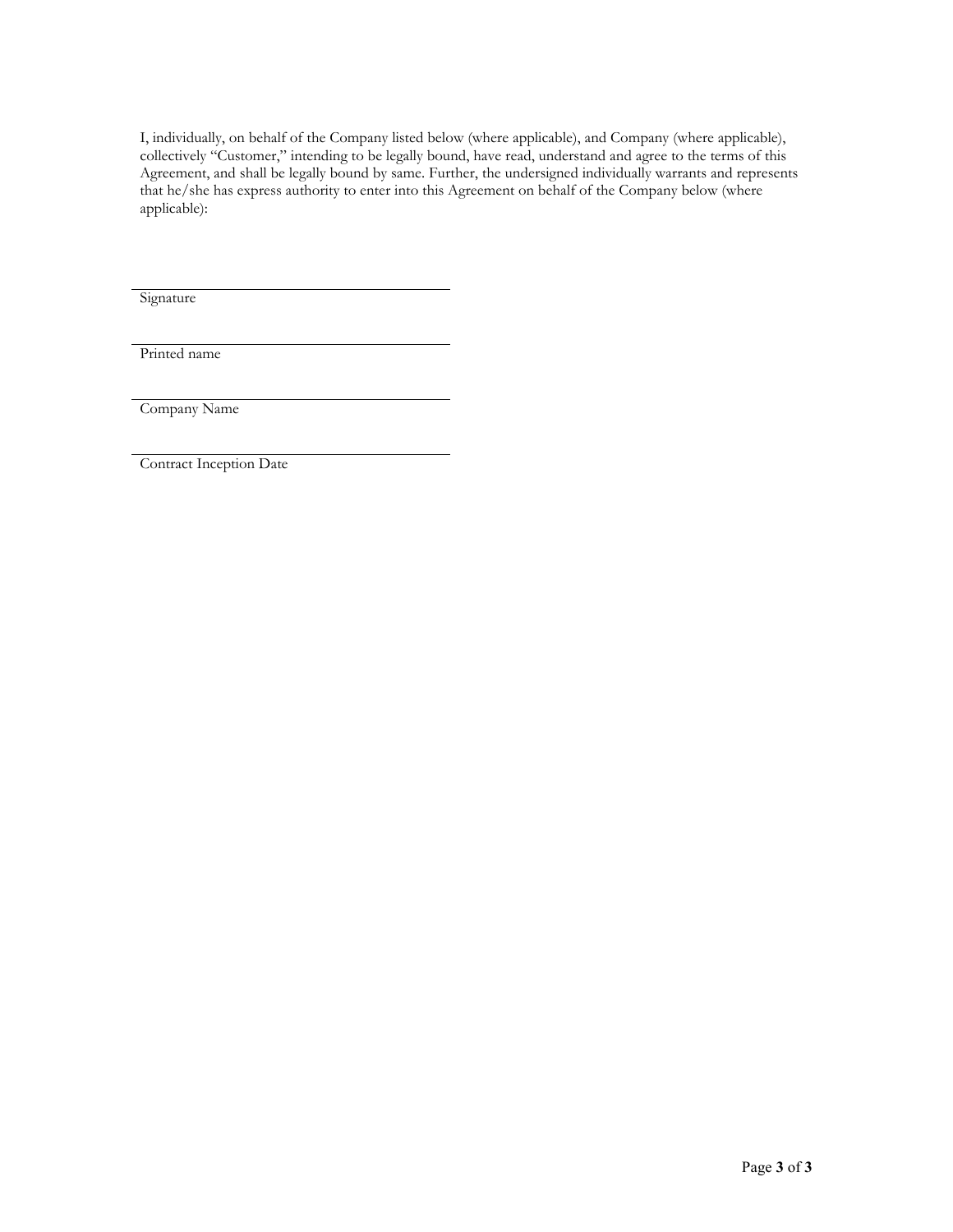I, individually, on behalf of the Company listed below (where applicable), and Company (where applicable), collectively "Customer," intending to be legally bound, have read, understand and agree to the terms of this Agreement, and shall be legally bound by same. Further, the undersigned individually warrants and represents that he/she has express authority to enter into this Agreement on behalf of the Company below (where applicable):

\_\_\_\_\_\_\_\_\_\_\_\_\_\_\_\_\_\_\_\_\_\_\_\_\_\_\_\_\_\_\_\_\_\_\_\_\_\_\_\_

Signature

\_\_\_\_\_\_\_\_\_\_\_\_\_\_\_\_\_\_\_\_\_\_\_\_\_\_\_\_\_\_\_\_\_\_\_\_\_\_\_\_

Printed name

\_\_\_\_\_\_\_\_\_\_\_\_\_\_\_\_\_\_\_\_\_\_\_\_\_\_\_\_\_\_\_\_\_\_\_\_\_\_\_\_

Company Name

\_\_\_\_\_\_\_\_\_\_\_\_\_\_\_\_\_\_\_\_\_\_\_\_\_\_\_\_\_\_\_\_\_\_\_\_\_\_\_\_

Contract Inception Date